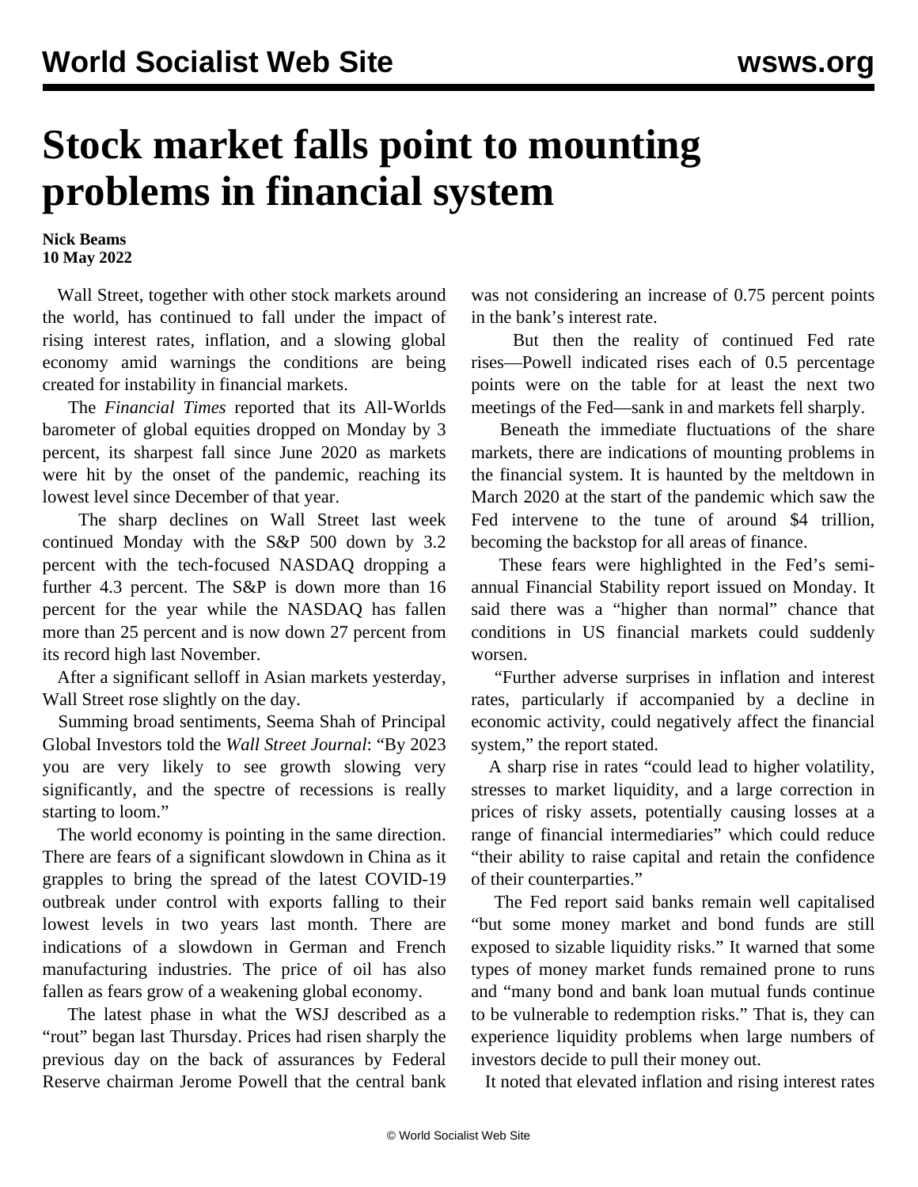# Stock market falls point to mounting problems in financial system

**Nick Beams**
**10 May 2022**

Wall Street, together with other stock markets around the world, has continued to fall under the impact of rising interest rates, inflation, and a slowing global economy amid warnings the conditions are being created for instability in financial markets.

The *Financial Times* reported that its All-Worlds barometer of global equities dropped on Monday by 3 percent, its sharpest fall since June 2020 as markets were hit by the onset of the pandemic, reaching its lowest level since December of that year.

The sharp declines on Wall Street last week continued Monday with the S&P 500 down by 3.2 percent with the tech-focused NASDAQ dropping a further 4.3 percent. The S&P is down more than 16 percent for the year while the NASDAQ has fallen more than 25 percent and is now down 27 percent from its record high last November.

After a significant selloff in Asian markets yesterday, Wall Street rose slightly on the day.

Summing broad sentiments, Seema Shah of Principal Global Investors told the *Wall Street Journal*: "By 2023 you are very likely to see growth slowing very significantly, and the spectre of recessions is really starting to loom."

The world economy is pointing in the same direction. There are fears of a significant slowdown in China as it grapples to bring the spread of the latest COVID-19 outbreak under control with exports falling to their lowest levels in two years last month. There are indications of a slowdown in German and French manufacturing industries. The price of oil has also fallen as fears grow of a weakening global economy.

The latest phase in what the WSJ described as a "rout" began last Thursday. Prices had risen sharply the previous day on the back of assurances by Federal Reserve chairman Jerome Powell that the central bank was not considering an increase of 0.75 percent points in the bank's interest rate.

But then the reality of continued Fed rate rises—Powell indicated rises each of 0.5 percentage points were on the table for at least the next two meetings of the Fed—sank in and markets fell sharply.

Beneath the immediate fluctuations of the share markets, there are indications of mounting problems in the financial system. It is haunted by the meltdown in March 2020 at the start of the pandemic which saw the Fed intervene to the tune of around $4 trillion, becoming the backstop for all areas of finance.

These fears were highlighted in the Fed's semi-annual Financial Stability report issued on Monday. It said there was a "higher than normal" chance that conditions in US financial markets could suddenly worsen.

"Further adverse surprises in inflation and interest rates, particularly if accompanied by a decline in economic activity, could negatively affect the financial system," the report stated.

A sharp rise in rates "could lead to higher volatility, stresses to market liquidity, and a large correction in prices of risky assets, potentially causing losses at a range of financial intermediaries" which could reduce "their ability to raise capital and retain the confidence of their counterparties."

The Fed report said banks remain well capitalised "but some money market and bond funds are still exposed to sizable liquidity risks." It warned that some types of money market funds remained prone to runs and "many bond and bank loan mutual funds continue to be vulnerable to redemption risks." That is, they can experience liquidity problems when large numbers of investors decide to pull their money out.

It noted that elevated inflation and rising interest rates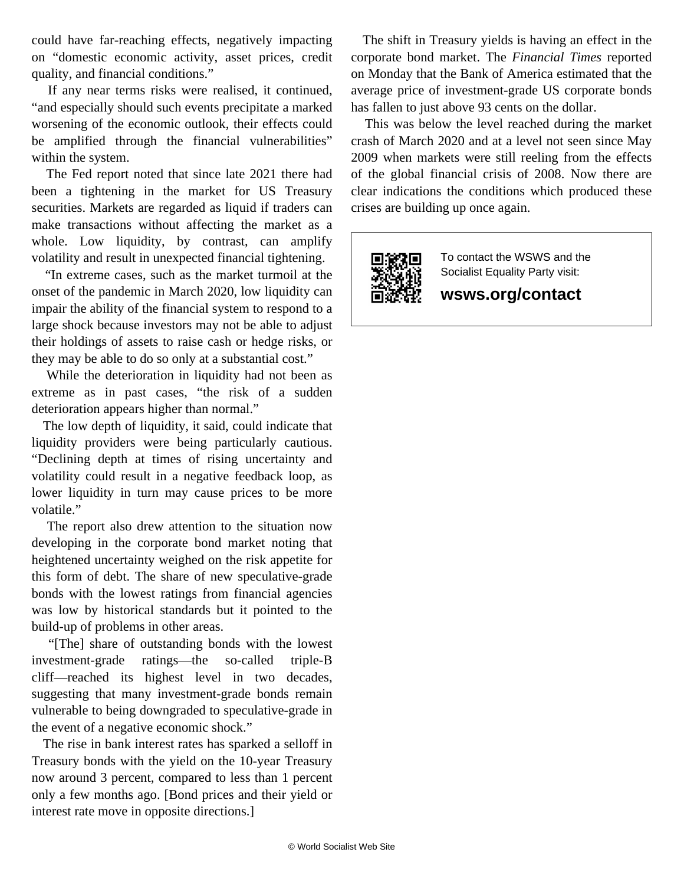could have far-reaching effects, negatively impacting on "domestic economic activity, asset prices, credit quality, and financial conditions."

If any near terms risks were realised, it continued, "and especially should such events precipitate a marked worsening of the economic outlook, their effects could be amplified through the financial vulnerabilities" within the system.

The Fed report noted that since late 2021 there had been a tightening in the market for US Treasury securities. Markets are regarded as liquid if traders can make transactions without affecting the market as a whole. Low liquidity, by contrast, can amplify volatility and result in unexpected financial tightening.

"In extreme cases, such as the market turmoil at the onset of the pandemic in March 2020, low liquidity can impair the ability of the financial system to respond to a large shock because investors may not be able to adjust their holdings of assets to raise cash or hedge risks, or they may be able to do so only at a substantial cost."

While the deterioration in liquidity had not been as extreme as in past cases, "the risk of a sudden deterioration appears higher than normal."

The low depth of liquidity, it said, could indicate that liquidity providers were being particularly cautious. "Declining depth at times of rising uncertainty and volatility could result in a negative feedback loop, as lower liquidity in turn may cause prices to be more volatile."

The report also drew attention to the situation now developing in the corporate bond market noting that heightened uncertainty weighed on the risk appetite for this form of debt. The share of new speculative-grade bonds with the lowest ratings from financial agencies was low by historical standards but it pointed to the build-up of problems in other areas.

"[The] share of outstanding bonds with the lowest investment-grade ratings—the so-called triple-B cliff—reached its highest level in two decades, suggesting that many investment-grade bonds remain vulnerable to being downgraded to speculative-grade in the event of a negative economic shock."

The rise in bank interest rates has sparked a selloff in Treasury bonds with the yield on the 10-year Treasury now around 3 percent, compared to less than 1 percent only a few months ago. [Bond prices and their yield or interest rate move in opposite directions.]

The shift in Treasury yields is having an effect in the corporate bond market. The *Financial Times* reported on Monday that the Bank of America estimated that the average price of investment-grade US corporate bonds has fallen to just above 93 cents on the dollar.

This was below the level reached during the market crash of March 2020 and at a level not seen since May 2009 when markets were still reeling from the effects of the global financial crisis of 2008. Now there are clear indications the conditions which produced these crises are building up once again.

To contact the WSWS and the Socialist Equality Party visit:

**wsws.org/contact**